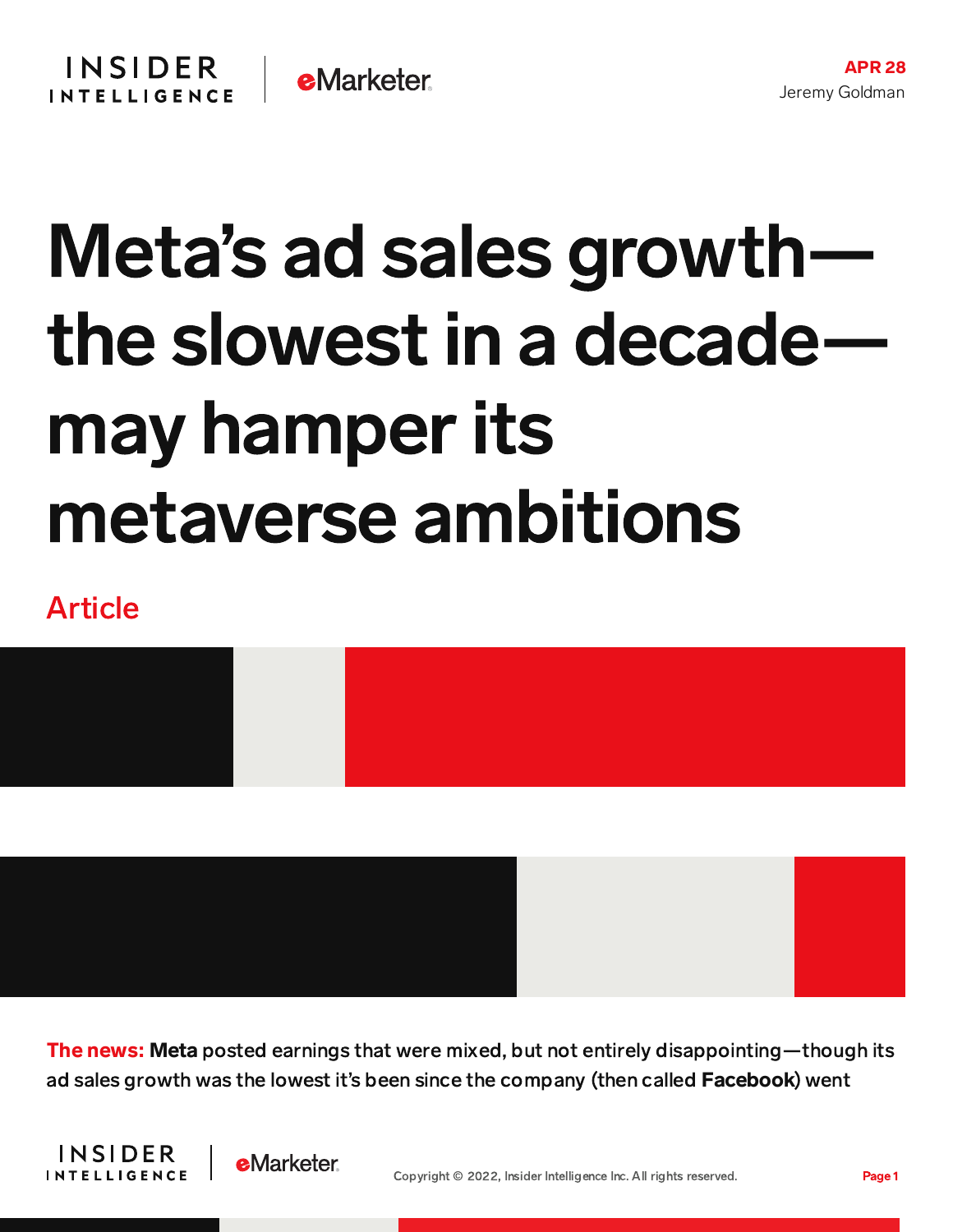APR 28

Jeremy Goldman

# Meta's ad sales growth—the slowest in a decade—may hamper its metaverse ambitions

Article

**The news:** **Meta** posted earnings that were mixed, but not entirely disappointing—though its ad sales growth was the lowest it's been since the company (then called **Facebook**) went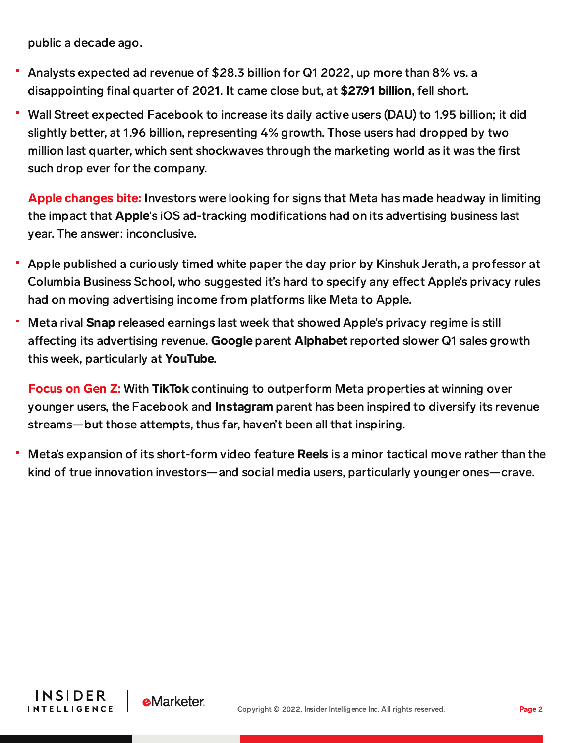public a decade ago.

- Analysts expected ad revenue of $28.3 billion for Q1 2022, up more than 8% vs. a disappointing final quarter of 2021. It came close but, at **$27.91 billion**, fell short.
- Wall Street expected Facebook to increase its daily active users (DAU) to 1.95 billion; it did slightly better, at 1.96 billion, representing 4% growth. Those users had dropped by two million last quarter, which sent shockwaves through the marketing world as it was the first such drop ever for the company.

**Apple changes bite:** Investors were looking for signs that Meta has made headway in limiting the impact that **Apple**'s iOS ad-tracking modifications had on its advertising business last year. The answer: inconclusive.

- Apple published a curiously timed white paper the day prior by Kinshuk Jerath, a professor at Columbia Business School, who suggested it's hard to specify any effect Apple's privacy rules had on moving advertising income from platforms like Meta to Apple.
- Meta rival **Snap** released earnings last week that showed Apple's privacy regime is still affecting its advertising revenue. **Google** parent **Alphabet** reported slower Q1 sales growth this week, particularly at **YouTube**.

**Focus on Gen Z:** With **TikTok** continuing to outperform Meta properties at winning over younger users, the Facebook and **Instagram** parent has been inspired to diversify its revenue streams—but those attempts, thus far, haven't been all that inspiring.

- Meta's expansion of its short-form video feature **Reels** is a minor tactical move rather than the kind of true innovation investors—and social media users, particularly younger ones—crave.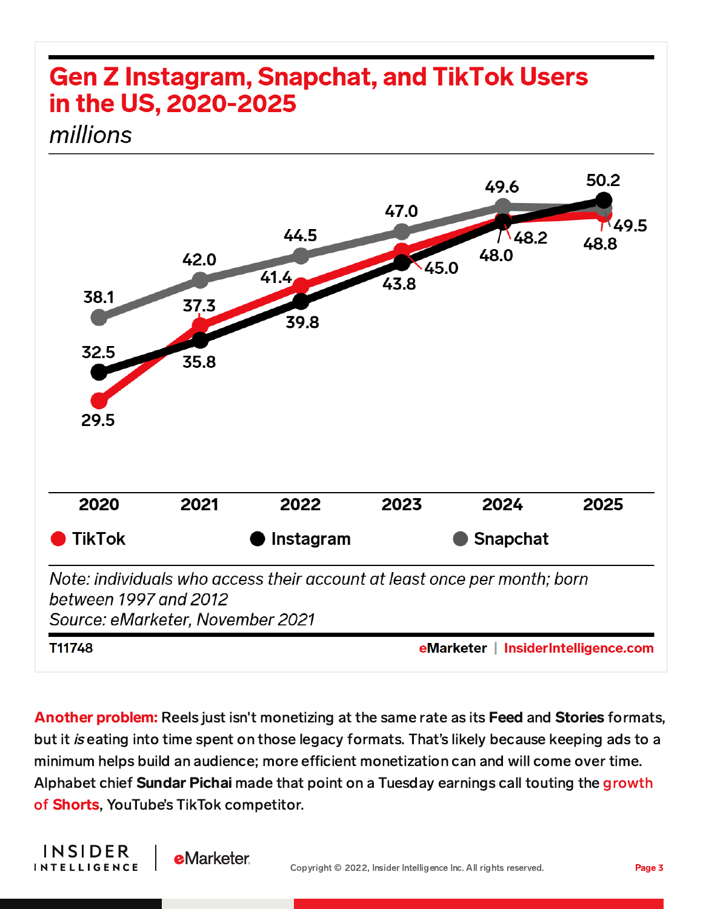## Gen Z Instagram, Snapchat, and TikTok Users in the US, 2020-2025

*millions*

| | 2020 | 2021 | 2022 | 2023 | 2024 | 2025 |
|---|---|---|---|---|---|---|
| TikTok | 29.5 | 37.3 | 41.4 | 45.0 | 48.2 | 48.8 |
| Instagram | 32.5 | 35.8 | 39.8 | 43.8 | 48.0 | 50.2 |
| Snapchat | 38.1 | 42.0 | 44.5 | 47.0 | 49.6 | 49.5 |

*Note: individuals who access their account at least once per month; born between 1997 and 2012*
*Source: eMarketer, November 2021*

T11748 eMarketer | InsiderIntelligence.com

**Another problem:** Reels just isn't monetizing at the same rate as its **Feed** and **Stories** formats, but it *is* eating into time spent on those legacy formats. That's likely because keeping ads to a minimum helps build an audience; more efficient monetization can and will come over time. Alphabet chief **Sundar Pichai** made that point on a Tuesday earnings call touting the growth of Shorts, YouTube's TikTok competitor.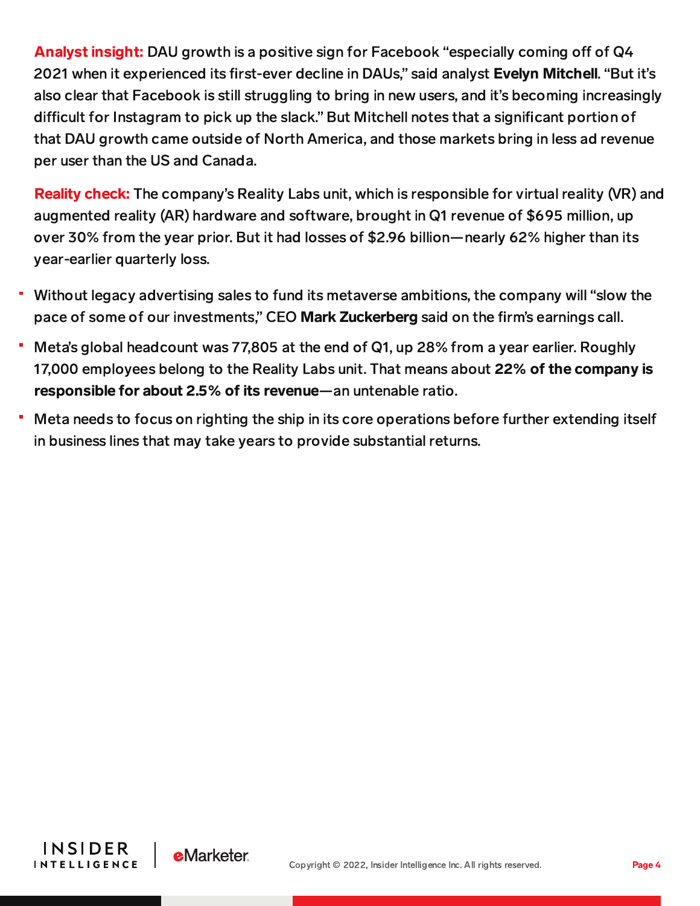**Analyst insight:** DAU growth is a positive sign for Facebook "especially coming off of Q4 2021 when it experienced its first-ever decline in DAUs," said analyst **Evelyn Mitchell**. "But it's also clear that Facebook is still struggling to bring in new users, and it's becoming increasingly difficult for Instagram to pick up the slack." But Mitchell notes that a significant portion of that DAU growth came outside of North America, and those markets bring in less ad revenue per user than the US and Canada.

**Reality check:** The company's Reality Labs unit, which is responsible for virtual reality (VR) and augmented reality (AR) hardware and software, brought in Q1 revenue of $695 million, up over 30% from the year prior. But it had losses of $2.96 billion—nearly 62% higher than its year-earlier quarterly loss.

- Without legacy advertising sales to fund its metaverse ambitions, the company will "slow the pace of some of our investments," CEO **Mark Zuckerberg** said on the firm's earnings call.
- Meta's global headcount was 77,805 at the end of Q1, up 28% from a year earlier. Roughly 17,000 employees belong to the Reality Labs unit. That means about **22% of the company is responsible for about 2.5% of its revenue**—an untenable ratio.
- Meta needs to focus on righting the ship in its core operations before further extending itself in business lines that may take years to provide substantial returns.